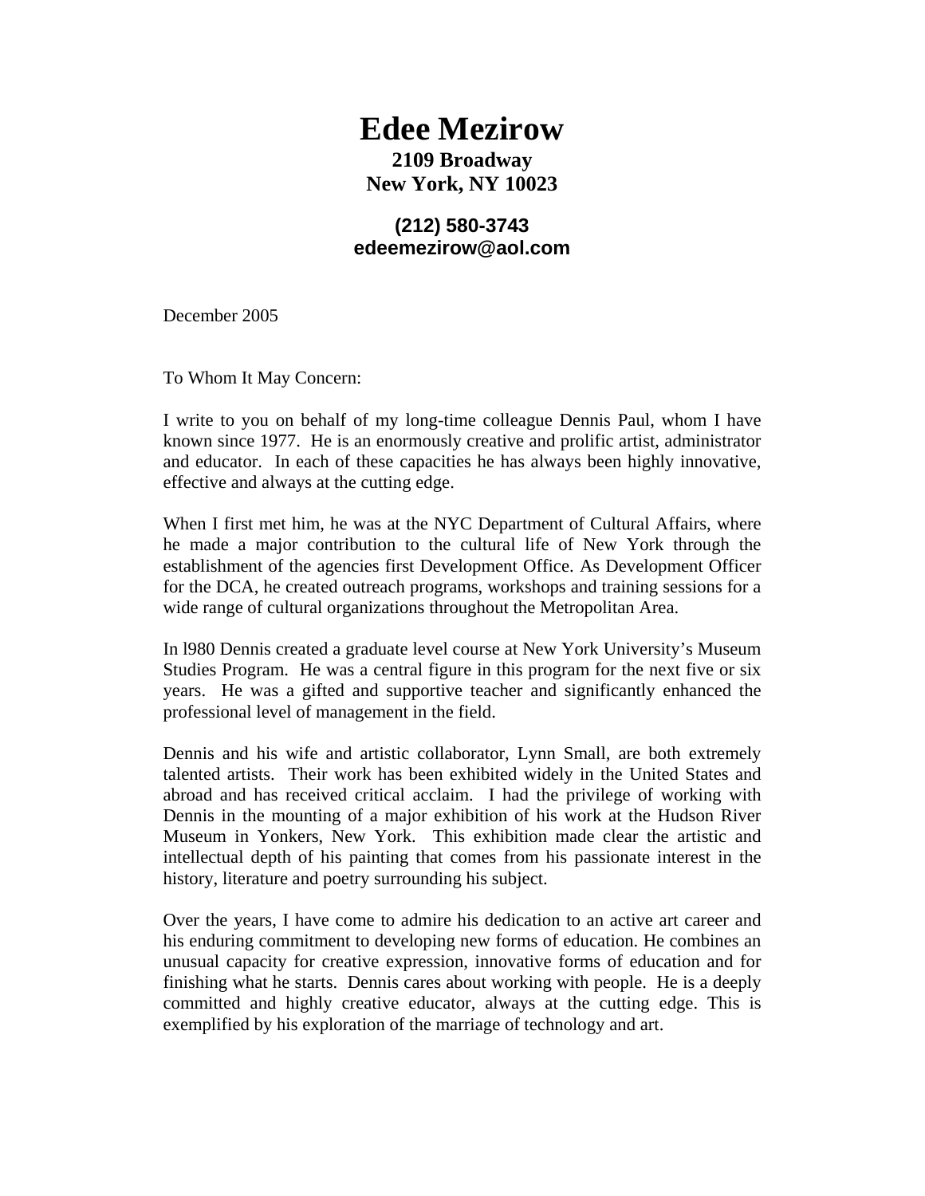# Edee Mezirow

**2109 Broadway**
**New York, NY 10023**

**(212) 580-3743**
**edeemezirow@aol.com**

December 2005

To Whom It May Concern:

I write to you on behalf of my long-time colleague Dennis Paul, whom I have known since 1977. He is an enormously creative and prolific artist, administrator and educator. In each of these capacities he has always been highly innovative, effective and always at the cutting edge.

When I first met him, he was at the NYC Department of Cultural Affairs, where he made a major contribution to the cultural life of New York through the establishment of the agencies first Development Office. As Development Officer for the DCA, he created outreach programs, workshops and training sessions for a wide range of cultural organizations throughout the Metropolitan Area.

In l980 Dennis created a graduate level course at New York University's Museum Studies Program. He was a central figure in this program for the next five or six years. He was a gifted and supportive teacher and significantly enhanced the professional level of management in the field.

Dennis and his wife and artistic collaborator, Lynn Small, are both extremely talented artists. Their work has been exhibited widely in the United States and abroad and has received critical acclaim. I had the privilege of working with Dennis in the mounting of a major exhibition of his work at the Hudson River Museum in Yonkers, New York. This exhibition made clear the artistic and intellectual depth of his painting that comes from his passionate interest in the history, literature and poetry surrounding his subject.

Over the years, I have come to admire his dedication to an active art career and his enduring commitment to developing new forms of education. He combines an unusual capacity for creative expression, innovative forms of education and for finishing what he starts. Dennis cares about working with people. He is a deeply committed and highly creative educator, always at the cutting edge. This is exemplified by his exploration of the marriage of technology and art.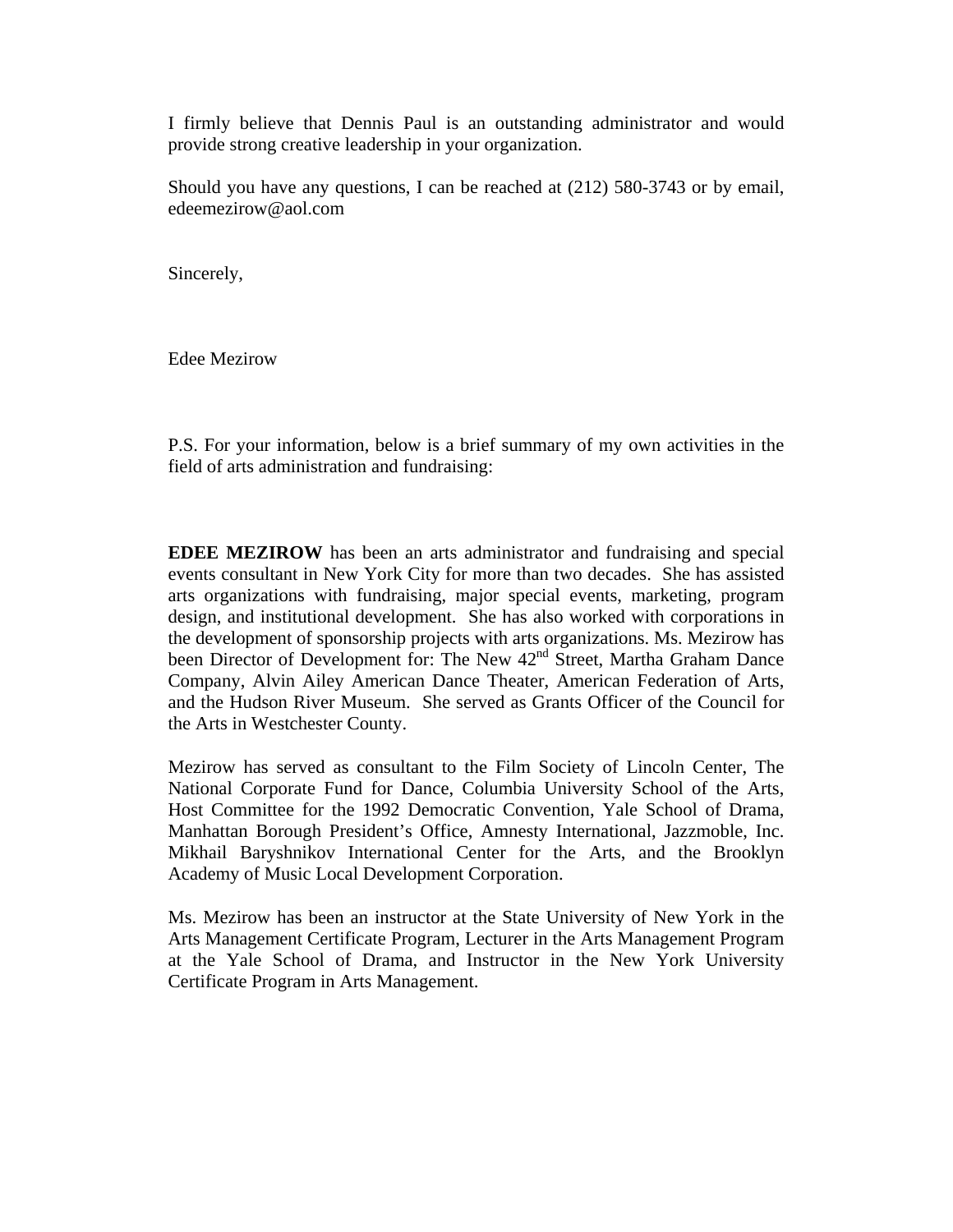I firmly believe that Dennis Paul is an outstanding administrator and would provide strong creative leadership in your organization.

Should you have any questions, I can be reached at (212) 580-3743 or by email, edeemezirow@aol.com

Sincerely,

Edee Mezirow

P.S. For your information, below is a brief summary of my own activities in the field of arts administration and fundraising:

**EDEE MEZIROW** has been an arts administrator and fundraising and special events consultant in New York City for more than two decades. She has assisted arts organizations with fundraising, major special events, marketing, program design, and institutional development. She has also worked with corporations in the development of sponsorship projects with arts organizations. Ms. Mezirow has been Director of Development for: The New 42nd Street, Martha Graham Dance Company, Alvin Ailey American Dance Theater, American Federation of Arts, and the Hudson River Museum. She served as Grants Officer of the Council for the Arts in Westchester County.

Mezirow has served as consultant to the Film Society of Lincoln Center, The National Corporate Fund for Dance, Columbia University School of the Arts, Host Committee for the 1992 Democratic Convention, Yale School of Drama, Manhattan Borough President's Office, Amnesty International, Jazzmoble, Inc. Mikhail Baryshnikov International Center for the Arts, and the Brooklyn Academy of Music Local Development Corporation.

Ms. Mezirow has been an instructor at the State University of New York in the Arts Management Certificate Program, Lecturer in the Arts Management Program at the Yale School of Drama, and Instructor in the New York University Certificate Program in Arts Management.